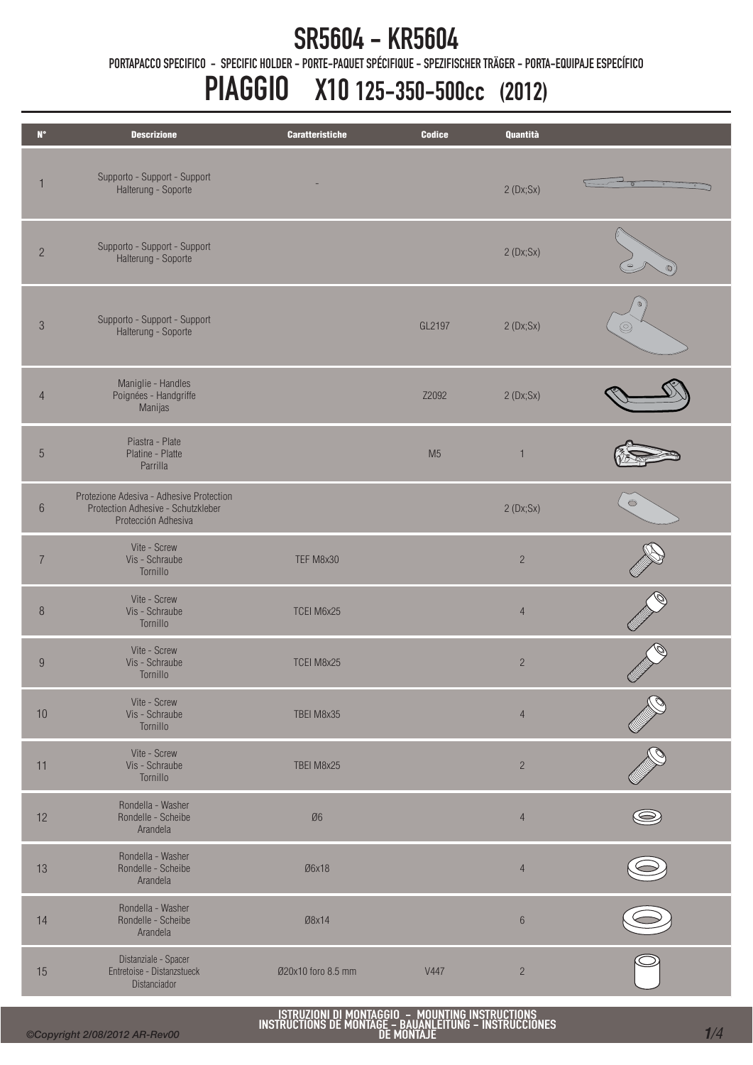# SR5604 - KR5604

PORTAPACCO SPECIFICO - SPECIFIC HOLDER - PORTE-PAQUET SPÉCIFIQUE - SPEZIFISCHER TRÄGER - PORTA-EQUIPAJE ESPECÍFICO

## PIAGGIO X10 125-350-500cc (2012)

| N° | Descrizione | Caratteristiche | Codice | Quantità |
|---|---|---|---|---|
| 1 | Supporto - Support - Support Halterung - Soporte | - | | 2 (Dx;Sx) |
| 2 | Supporto - Support - Support Halterung - Soporte | | | 2 (Dx;Sx) |
| 3 | Supporto - Support - Support Halterung - Soporte | | GL2197 | 2 (Dx;Sx) |
| 4 | Maniglie - Handles Poignées - Handgriffe Manijas | | Z2092 | 2 (Dx;Sx) |
| 5 | Piastra - Plate Platine - Platte Parrilla | | M5 | 1 |
| 6 | Protezione Adesiva - Adhesive Protection Protection Adhesive - Schutzkleber Protección Adhesiva | | | 2 (Dx;Sx) |
| 7 | Vite - Screw Vis - Schraube Tornillo | TEF M8x30 | | 2 |
| 8 | Vite - Screw Vis - Schraube Tornillo | TCEI M6x25 | | 4 |
| 9 | Vite - Screw Vis - Schraube Tornillo | TCEI M8x25 | | 2 |
| 10 | Vite - Screw Vis - Schraube Tornillo | TBEI M8x35 | | 4 |
| 11 | Vite - Screw Vis - Schraube Tornillo | TBEI M8x25 | | 2 |
| 12 | Rondella - Washer Rondelle - Scheibe Arandela | Ø6 | | 4 |
| 13 | Rondella - Washer Rondelle - Scheibe Arandela | Ø6x18 | | 4 |
| 14 | Rondella - Washer Rondelle - Scheibe Arandela | Ø8x14 | | 6 |
| 15 | Distanziale - Spacer Entretoise - Distanzstueck Distanciador | Ø20x10 foro 8.5 mm | V447 | 2 |

ISTRUZIONI DI MONTAGGIO - MOUNTING INSTRUCTIONS
INSTRUCTIONS DE MONTAGE - BAUANLEITUNG - INSTRUCCIONES DE MONTAJE

*©Copyright 2/08/2012 AR-Rev00*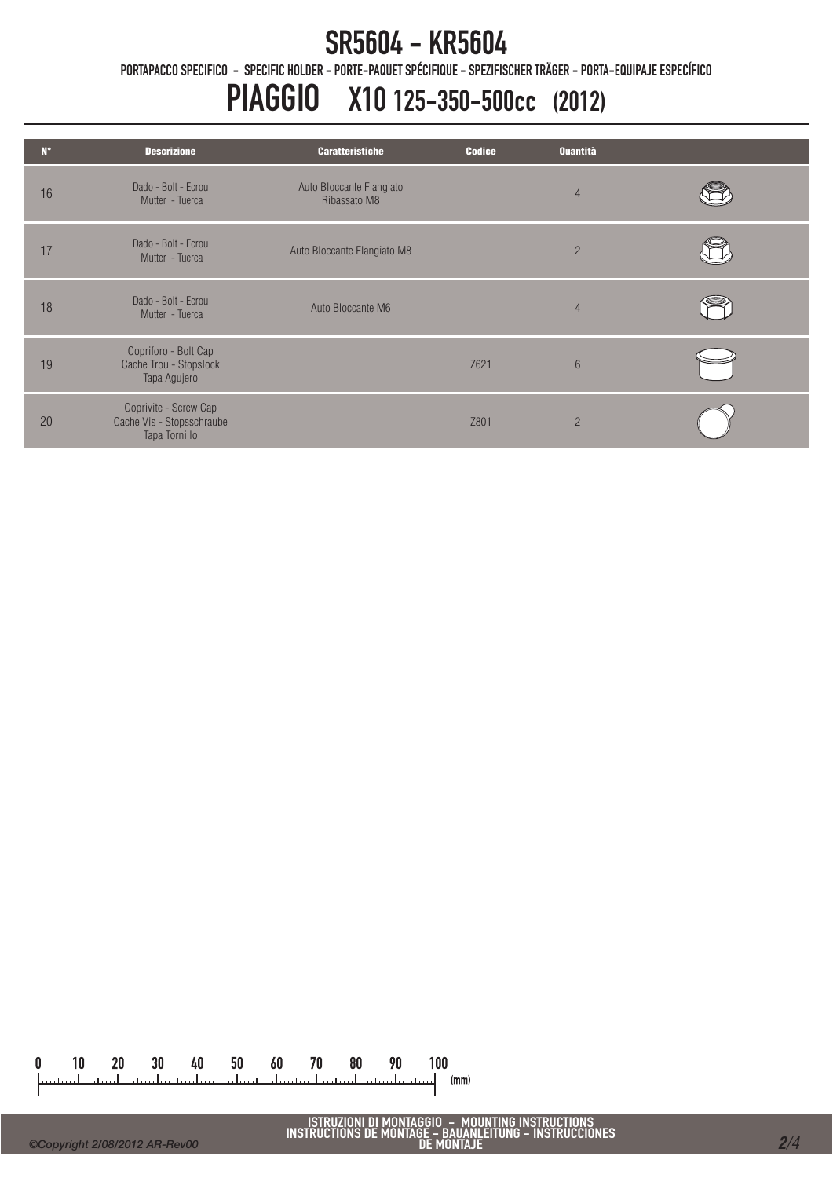# SR5604 - KR5604

PORTAPACCO SPECIFICO - SPECIFIC HOLDER - PORTE-PAQUET SPÉCIFIQUE - SPEZIFISCHER TRÄGER - PORTA-EQUIPAJE ESPECÍFICO

# PIAGGIO X10 125-350-500cc (2012)

| N° | Descrizione | Caratteristiche | Codice | Quantità | |
|---|---|---|---|---|---|
| 16 | Dado - Bolt - Ecrou Mutter - Tuerca | Auto Bloccante Flangiato Ribassato M8 | | 4 | |
| 17 | Dado - Bolt - Ecrou Mutter - Tuerca | Auto Bloccante Flangiato M8 | | 2 | |
| 18 | Dado - Bolt - Ecrou Mutter - Tuerca | Auto Bloccante M6 | | 4 | |
| 19 | Coprifioro - Bolt Cap Cache Trou - Stopslock Tapa Agujero | | Z621 | 6 | |
| 20 | Coprivite - Screw Cap Cache Vis - Stopsschraube Tapa Tornillo | | Z801 | 2 | |

0 10 20 30 40 50 60 70 80 90 100 (mm)

ISTRUZIONI DI MONTAGGIO - MOUNTING INSTRUCTIONS
INSTRUCTIONS DE MONTAGE - BAUANLEITUNG - INSTRUCCIONES DE MONTAJE

©Copyright 2/08/2012 AR-Rev00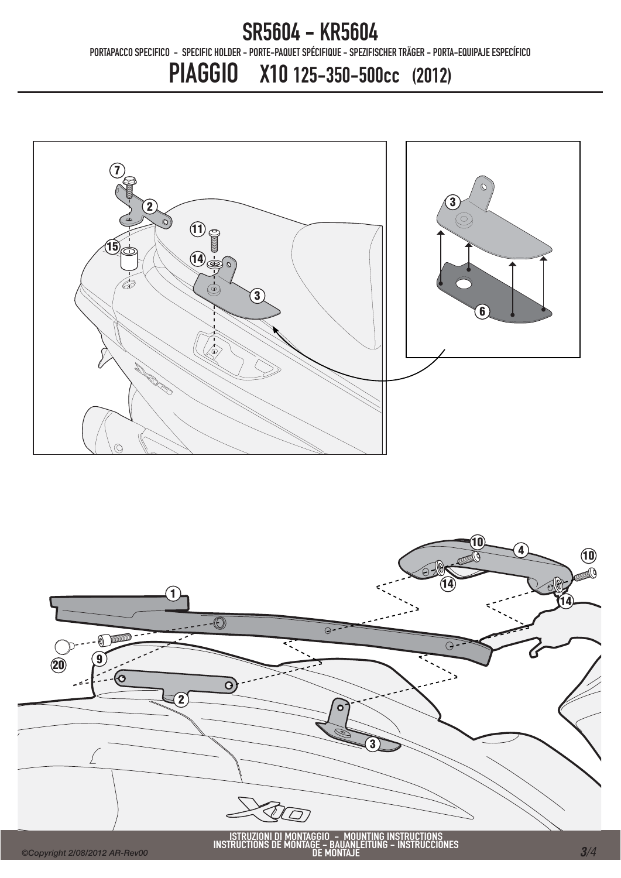# SR5604 - KR5604

PORTAPACCO SPECIFICO - SPECIFIC HOLDER - PORTE-PAQUET SPÉCIFIQUE - SPEZIFISCHER TRÄGER - PORTA-EQUIPAJE ESPECÍFICO

## PIAGGIO X10 125-350-500cc (2012)

7 2 15 11 14 3

3 6

10 4 10 14 14 1 9 20 2 3

ISTRUZIONI DI MONTAGGIO - MOUNTING INSTRUCTIONS
INSTRUCTIONS DE MONTAGE - BAUANLEITUNG - INSTRUCCIONES DE MONTAJE

©Copyright 2/08/2012 AR-Rev00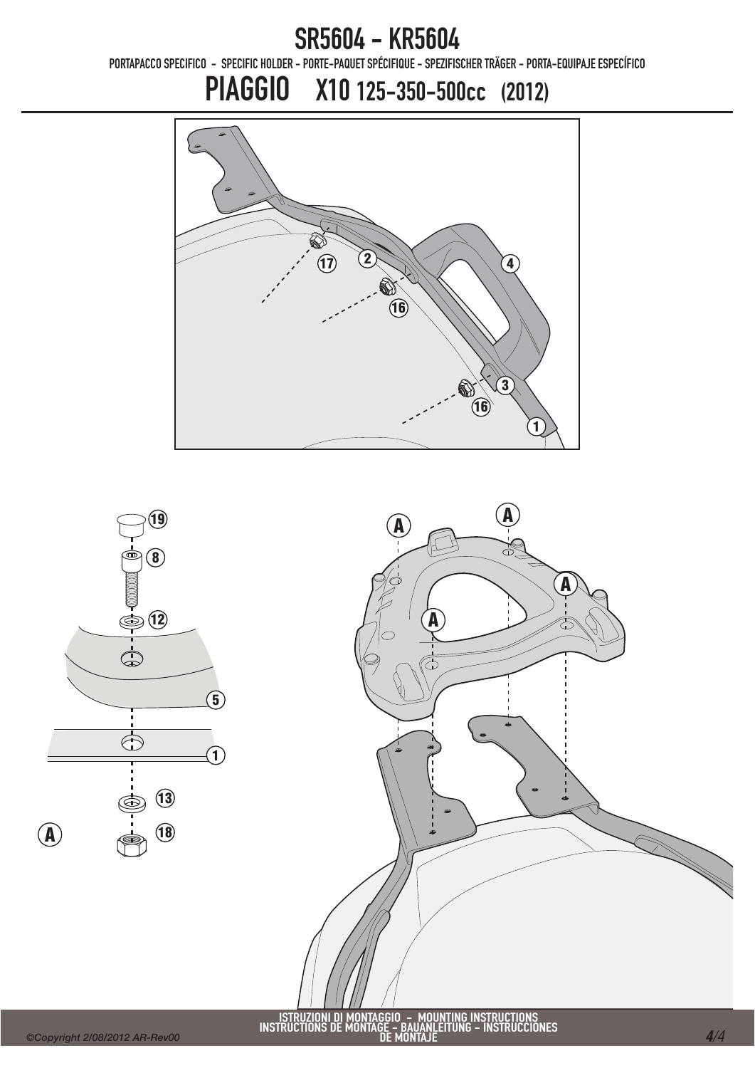# SR5604 - KR5604

PORTAPACCO SPECIFICO - SPECIFIC HOLDER - PORTE-PAQUET SPÉCIFIQUE - SPEZIFISCHER TRÄGER - PORTA-EQUIPAJE ESPECÍFICO

## PIAGGIO X10 125-350-500cc (2012)

17
2
4
16
3
16
1

19
8
12
5
1
13
A
18

A
A
A
A

ISTRUZIONI DI MONTAGGIO - MOUNTING INSTRUCTIONS
INSTRUCTIONS DE MONTAGE - BAUANLEITUNG - INSTRUCCIONES DE MONTAJE

©Copyright 2/08/2012 AR-Rev00